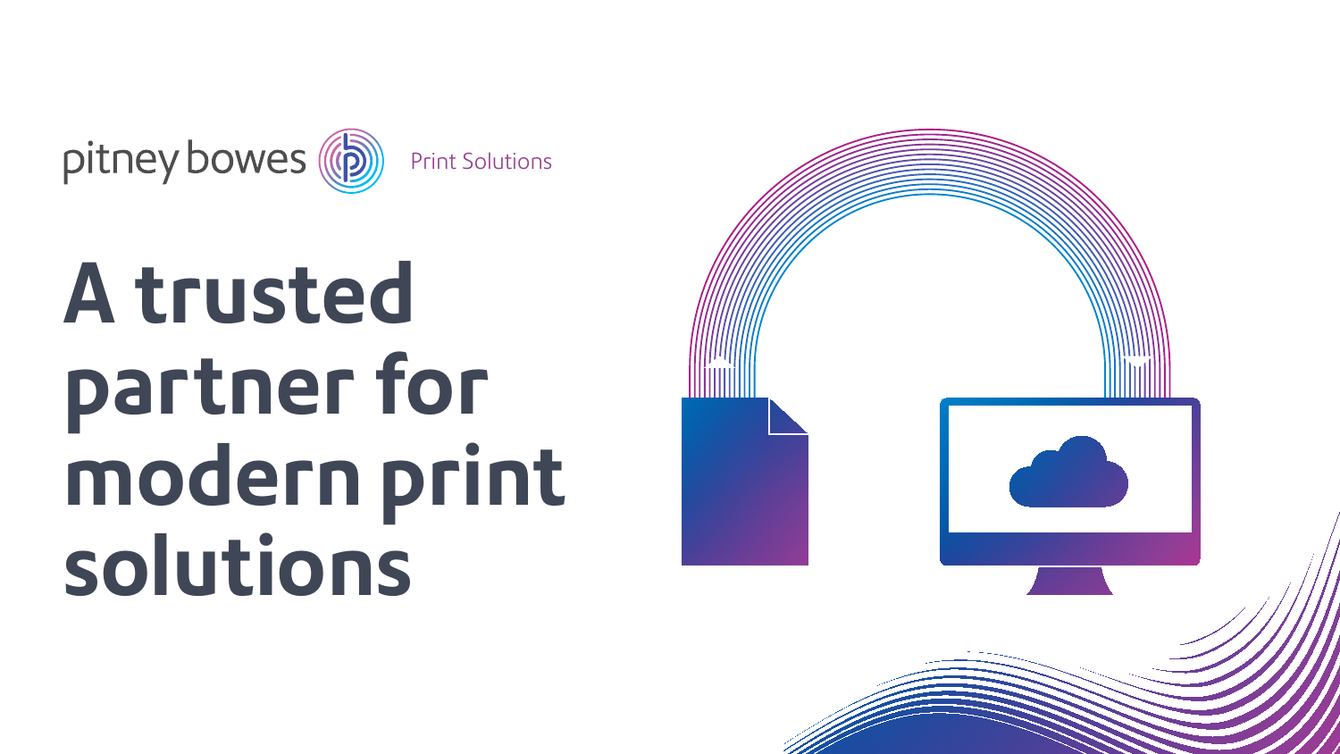pitney bowes Print Solutions

# A trusted partner for modern print solutions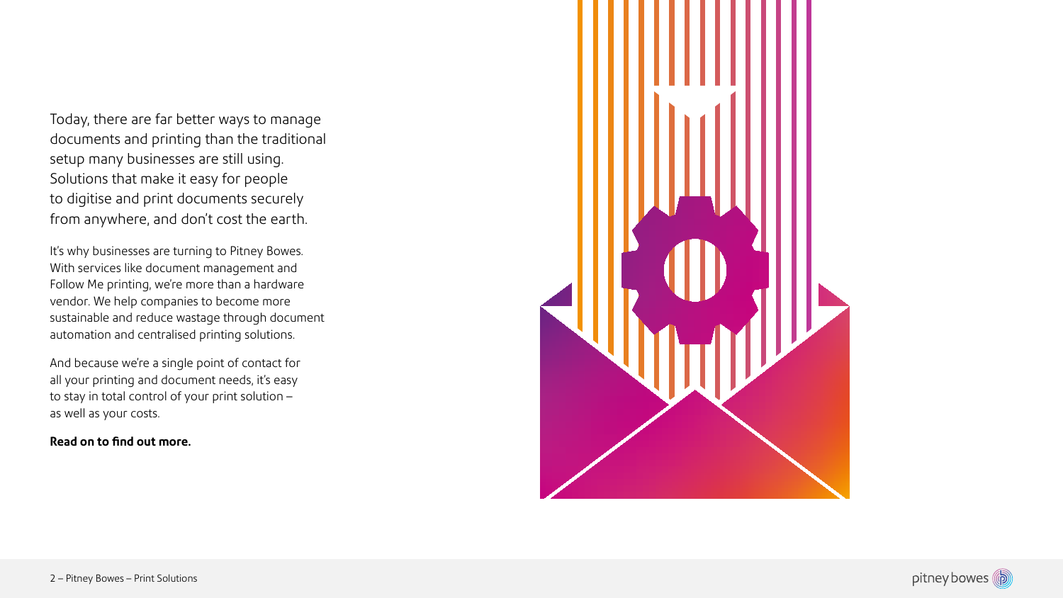Today, there are far better ways to manage documents and printing than the traditional setup many businesses are still using. Solutions that make it easy for people to digitise and print documents securely from anywhere, and don't cost the earth.

It's why businesses are turning to Pitney Bowes. With services like document management and Follow Me printing, we're more than a hardware vendor. We help companies to become more sustainable and reduce wastage through document automation and centralised printing solutions.

And because we're a single point of contact for all your printing and document needs, it's easy to stay in total control of your print solution – as well as your costs.

**Read on to find out more.**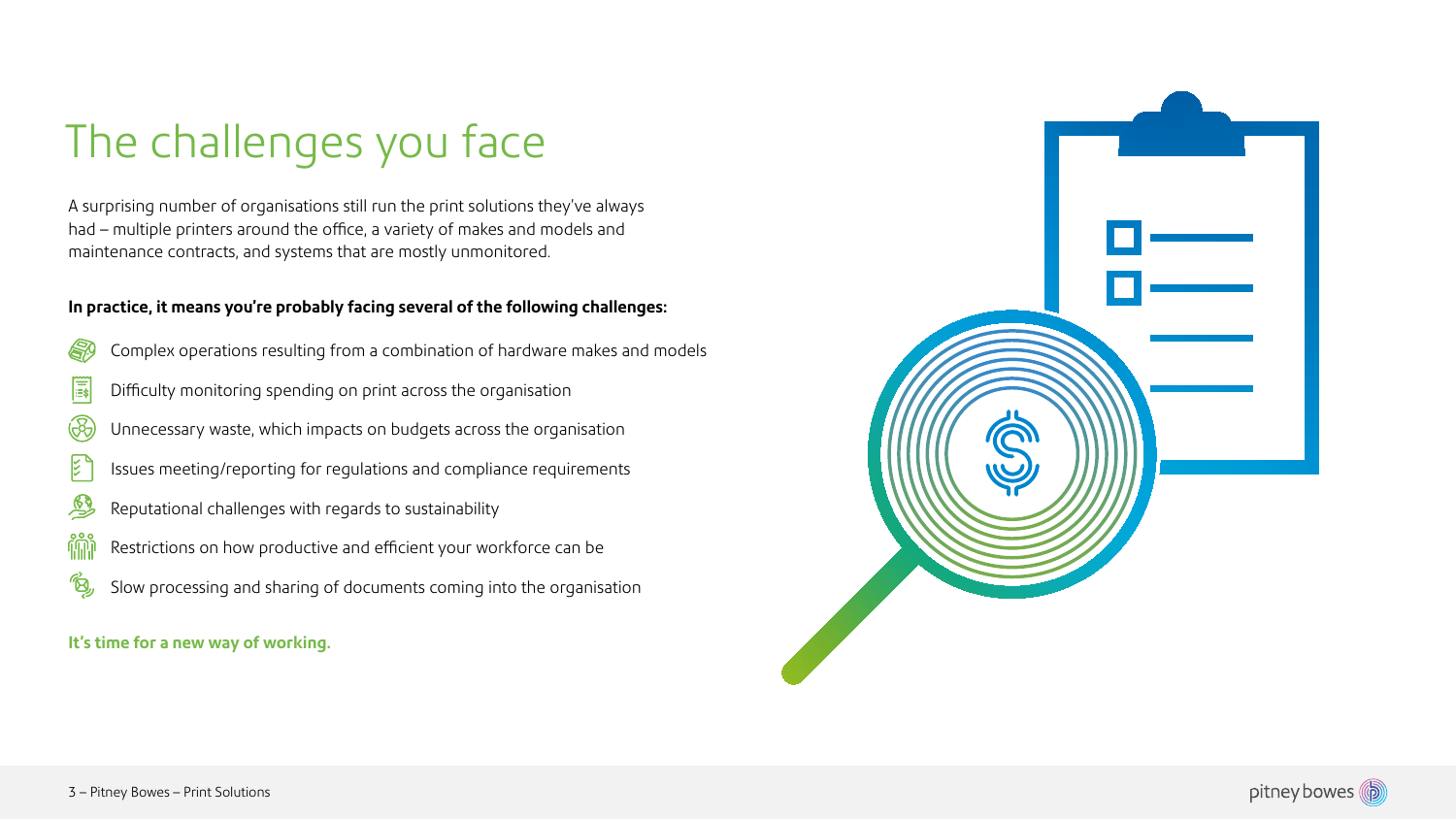# The challenges you face

A surprising number of organisations still run the print solutions they've always had – multiple printers around the office, a variety of makes and models and maintenance contracts, and systems that are mostly unmonitored.

**In practice, it means you're probably facing several of the following challenges:**

- Complex operations resulting from a combination of hardware makes and models
- Difficulty monitoring spending on print across the organisation
- Unnecessary waste, which impacts on budgets across the organisation
- Issues meeting/reporting for regulations and compliance requirements
- Reputational challenges with regards to sustainability
- Restrictions on how productive and efficient your workforce can be
- Slow processing and sharing of documents coming into the organisation

**It's time for a new way of working.**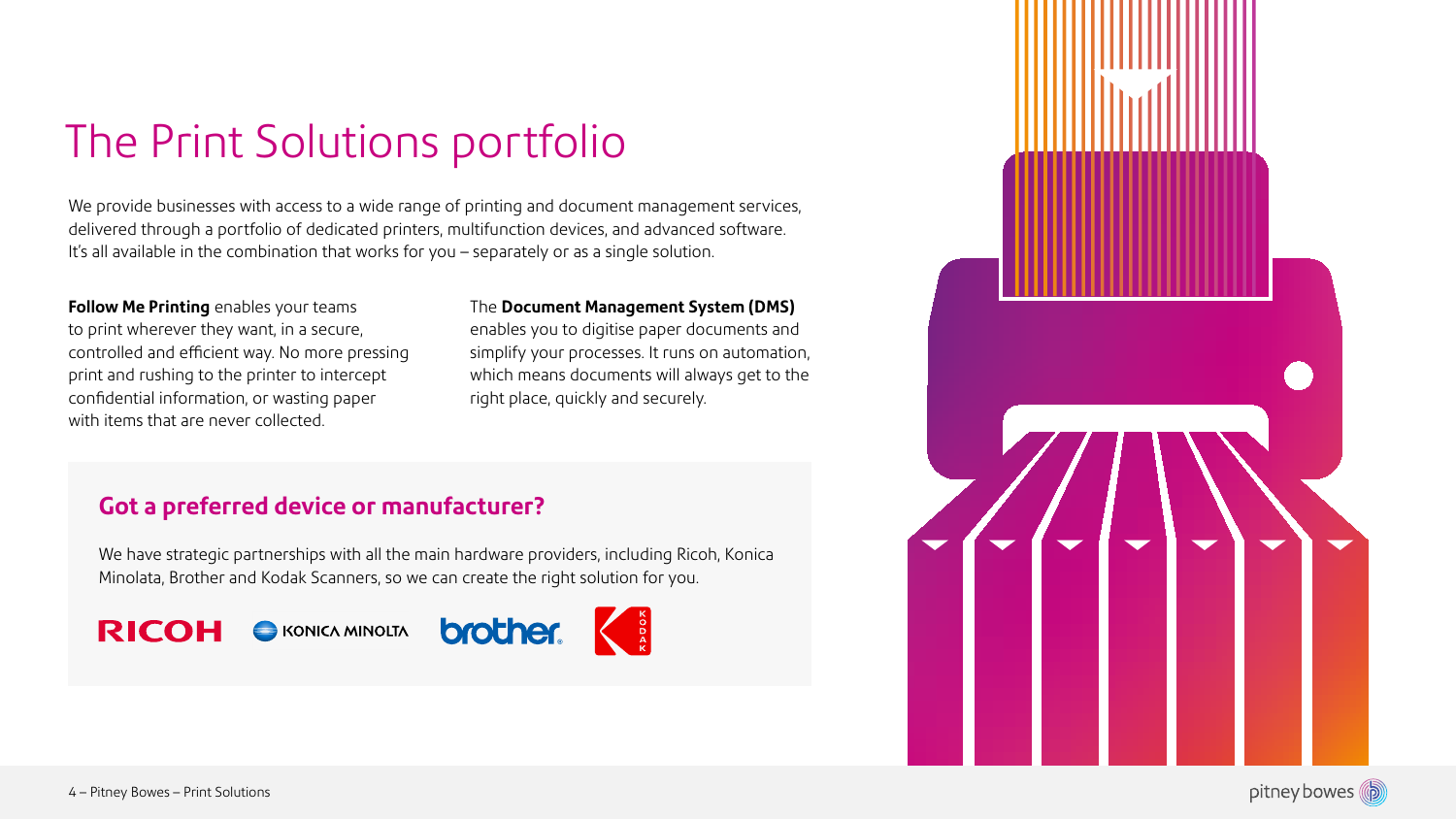# The Print Solutions portfolio

We provide businesses with access to a wide range of printing and document management services, delivered through a portfolio of dedicated printers, multifunction devices, and advanced software. It's all available in the combination that works for you – separately or as a single solution.

**Follow Me Printing** enables your teams to print wherever they want, in a secure, controlled and efficient way. No more pressing print and rushing to the printer to intercept confidential information, or wasting paper with items that are never collected.

The **Document Management System (DMS)** enables you to digitise paper documents and simplify your processes. It runs on automation, which means documents will always get to the right place, quickly and securely.

## Got a preferred device or manufacturer?

We have strategic partnerships with all the main hardware providers, including Ricoh, Konica Minolata, Brother and Kodak Scanners, so we can create the right solution for you.

RICOH KONICA MINOLTA brother KODAK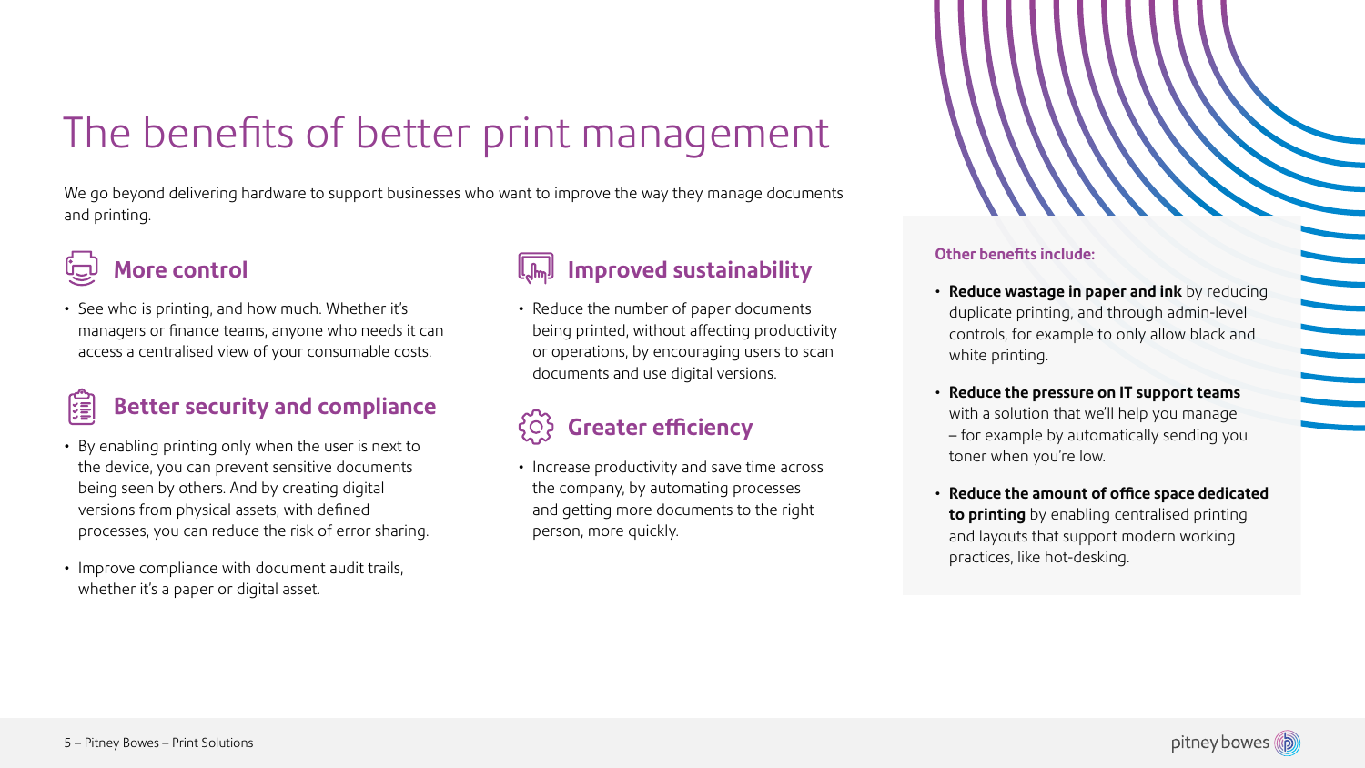# The benefits of better print management

We go beyond delivering hardware to support businesses who want to improve the way they manage documents and printing.

## More control

- See who is printing, and how much. Whether it's managers or finance teams, anyone who needs it can access a centralised view of your consumable costs.

## Better security and compliance

- By enabling printing only when the user is next to the device, you can prevent sensitive documents being seen by others. And by creating digital versions from physical assets, with defined processes, you can reduce the risk of error sharing.
- Improve compliance with document audit trails, whether it's a paper or digital asset.

## Improved sustainability

- Reduce the number of paper documents being printed, without affecting productivity or operations, by encouraging users to scan documents and use digital versions.

## Greater efficiency

- Increase productivity and save time across the company, by automating processes and getting more documents to the right person, more quickly.

**Other benefits include:**

- **Reduce wastage in paper and ink** by reducing duplicate printing, and through admin-level controls, for example to only allow black and white printing.
- **Reduce the pressure on IT support teams** with a solution that we'll help you manage – for example by automatically sending you toner when you're low.
- **Reduce the amount of office space dedicated to printing** by enabling centralised printing and layouts that support modern working practices, like hot-desking.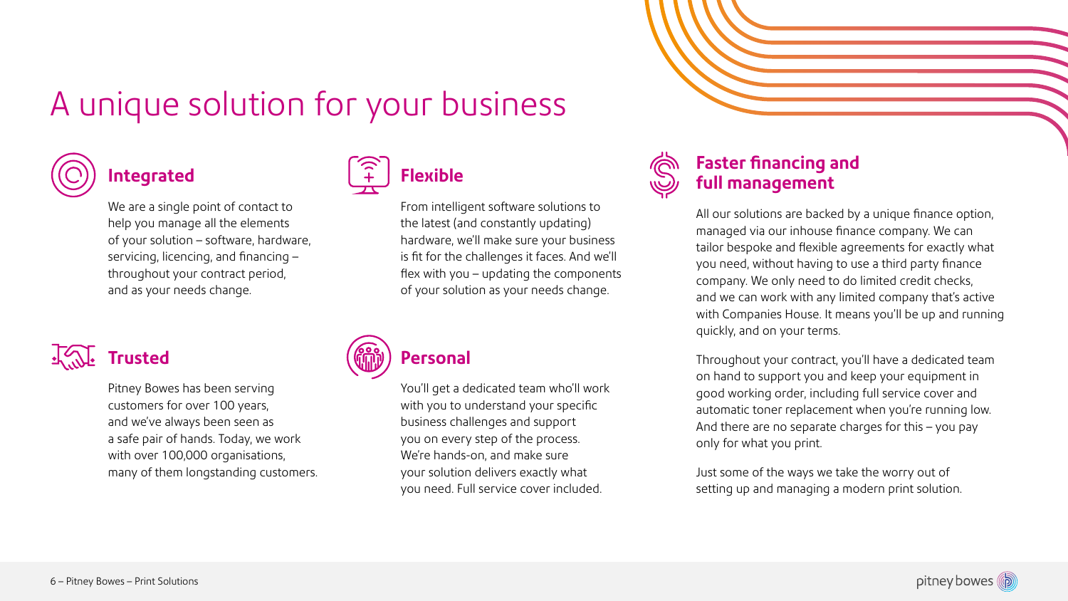# A unique solution for your business

## Integrated

We are a single point of contact to help you manage all the elements of your solution – software, hardware, servicing, licencing, and financing – throughout your contract period, and as your needs change.

## Flexible

From intelligent software solutions to the latest (and constantly updating) hardware, we'll make sure your business is fit for the challenges it faces. And we'll flex with you – updating the components of your solution as your needs change.

## Trusted

Pitney Bowes has been serving customers for over 100 years, and we've always been seen as a safe pair of hands. Today, we work with over 100,000 organisations, many of them longstanding customers.

## Personal

You'll get a dedicated team who'll work with you to understand your specific business challenges and support you on every step of the process. We're hands-on, and make sure your solution delivers exactly what you need. Full service cover included.

## Faster financing and full management

All our solutions are backed by a unique finance option, managed via our inhouse finance company. We can tailor bespoke and flexible agreements for exactly what you need, without having to use a third party finance company. We only need to do limited credit checks, and we can work with any limited company that's active with Companies House. It means you'll be up and running quickly, and on your terms.

Throughout your contract, you'll have a dedicated team on hand to support you and keep your equipment in good working order, including full service cover and automatic toner replacement when you're running low. And there are no separate charges for this – you pay only for what you print.

Just some of the ways we take the worry out of setting up and managing a modern print solution.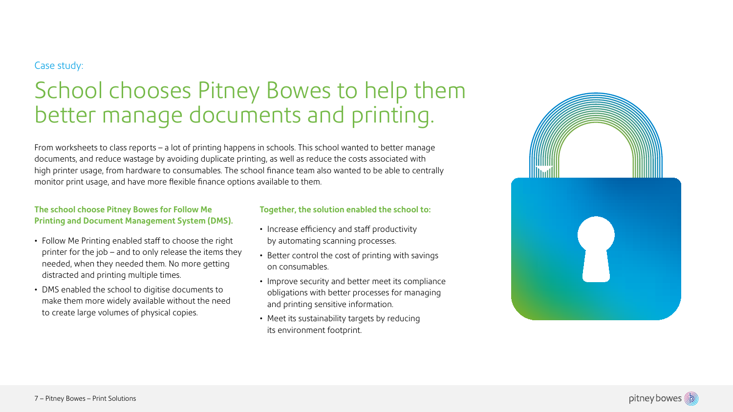Case study:

# School chooses Pitney Bowes to help them better manage documents and printing.

From worksheets to class reports – a lot of printing happens in schools. This school wanted to better manage documents, and reduce wastage by avoiding duplicate printing, as well as reduce the costs associated with high printer usage, from hardware to consumables. The school finance team also wanted to be able to centrally monitor print usage, and have more flexible finance options available to them.

**The school choose Pitney Bowes for Follow Me Printing and Document Management System (DMS).**

- Follow Me Printing enabled staff to choose the right printer for the job – and to only release the items they needed, when they needed them. No more getting distracted and printing multiple times.
- DMS enabled the school to digitise documents to make them more widely available without the need to create large volumes of physical copies.

**Together, the solution enabled the school to:**

- Increase efficiency and staff productivity by automating scanning processes.
- Better control the cost of printing with savings on consumables.
- Improve security and better meet its compliance obligations with better processes for managing and printing sensitive information.
- Meet its sustainability targets by reducing its environment footprint.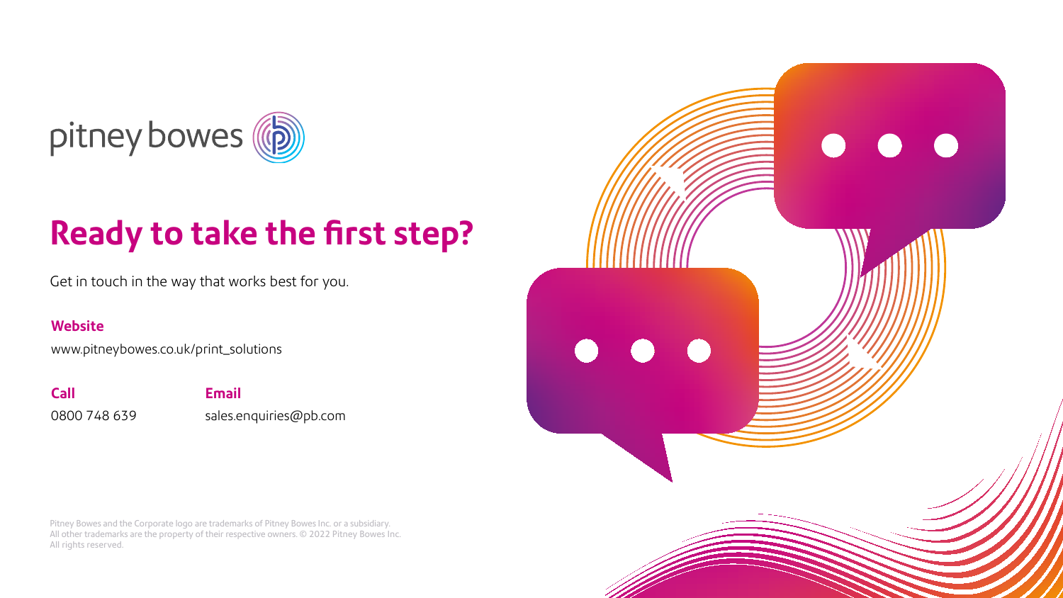pitney bowes

# Ready to take the first step?

Get in touch in the way that works best for you.

**Website**

www.pitneybowes.co.uk/print_solutions

**Call**

0800 748 639

**Email**

sales.enquiries@pb.com

Pitney Bowes and the Corporate logo are trademarks of Pitney Bowes Inc. or a subsidiary. All other trademarks are the property of their respective owners. © 2022 Pitney Bowes Inc. All rights reserved.